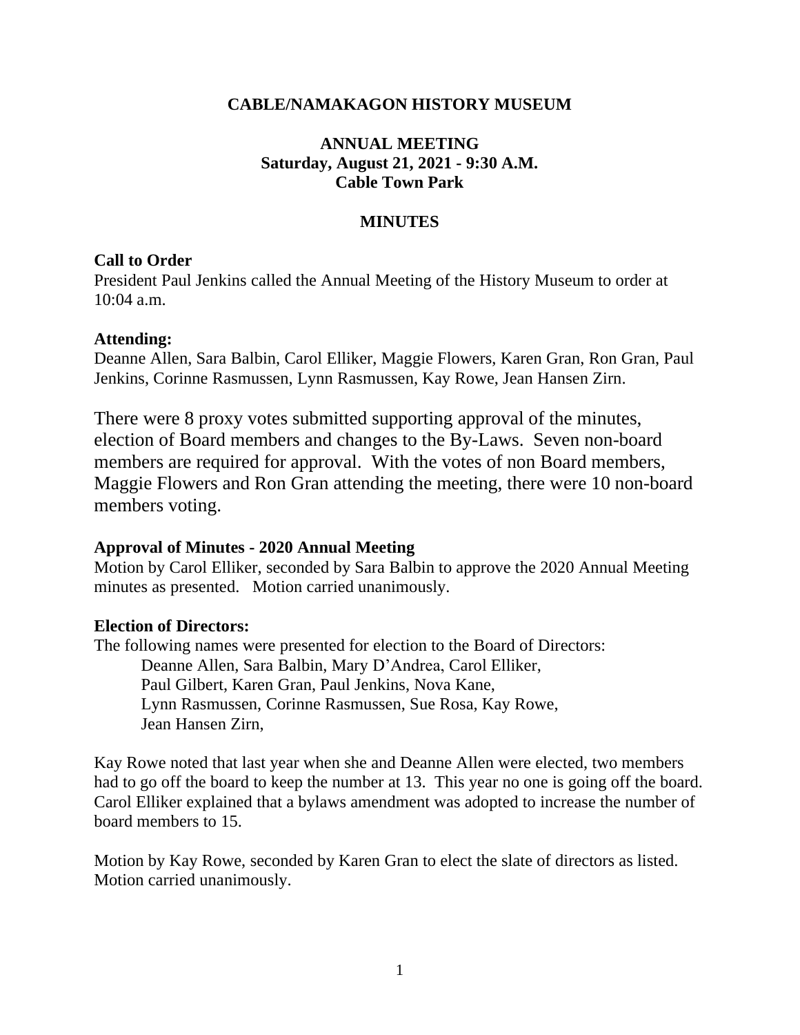# CABLE/NAMAKAGON HISTORY MUSEUM

## ANNUAL MEETING
**Saturday, August 21, 2021 - 9:30 A.M.**
**Cable Town Park**

## MINUTES

**Call to Order**
President Paul Jenkins called the Annual Meeting of the History Museum to order at 10:04 a.m.

**Attending:**
Deanne Allen, Sara Balbin, Carol Elliker, Maggie Flowers, Karen Gran, Ron Gran, Paul Jenkins, Corinne Rasmussen, Lynn Rasmussen, Kay Rowe, Jean Hansen Zirn.

There were 8 proxy votes submitted supporting approval of the minutes, election of Board members and changes to the By-Laws. Seven non-board members are required for approval. With the votes of non Board members, Maggie Flowers and Ron Gran attending the meeting, there were 10 non-board members voting.

**Approval of Minutes - 2020 Annual Meeting**
Motion by Carol Elliker, seconded by Sara Balbin to approve the 2020 Annual Meeting minutes as presented. Motion carried unanimously.

**Election of Directors:**
The following names were presented for election to the Board of Directors:
Deanne Allen, Sara Balbin, Mary D'Andrea, Carol Elliker,
Paul Gilbert, Karen Gran, Paul Jenkins, Nova Kane,
Lynn Rasmussen, Corinne Rasmussen, Sue Rosa, Kay Rowe,
Jean Hansen Zirn,

Kay Rowe noted that last year when she and Deanne Allen were elected, two members had to go off the board to keep the number at 13. This year no one is going off the board. Carol Elliker explained that a bylaws amendment was adopted to increase the number of board members to 15.

Motion by Kay Rowe, seconded by Karen Gran to elect the slate of directors as listed. Motion carried unanimously.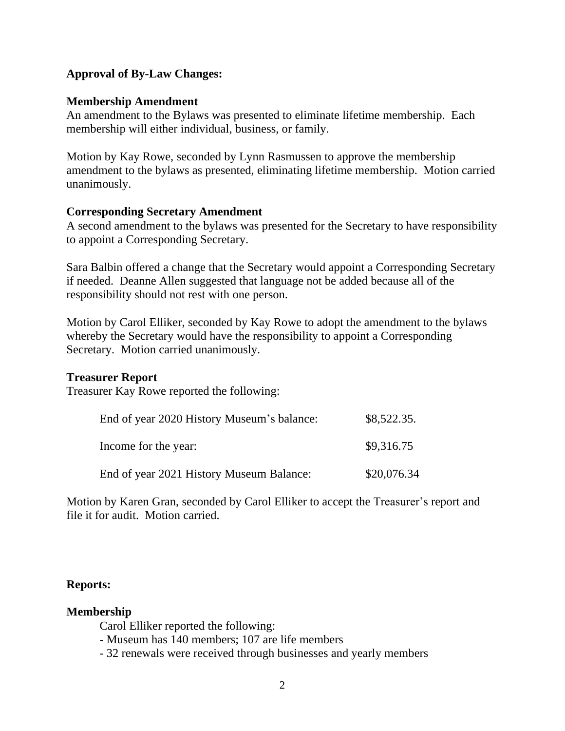**Approval of By-Law Changes:**

**Membership Amendment**

An amendment to the Bylaws was presented to eliminate lifetime membership. Each membership will either individual, business, or family.

Motion by Kay Rowe, seconded by Lynn Rasmussen to approve the membership amendment to the bylaws as presented, eliminating lifetime membership. Motion carried unanimously.

**Corresponding Secretary Amendment**

A second amendment to the bylaws was presented for the Secretary to have responsibility to appoint a Corresponding Secretary.

Sara Balbin offered a change that the Secretary would appoint a Corresponding Secretary if needed. Deanne Allen suggested that language not be added because all of the responsibility should not rest with one person.

Motion by Carol Elliker, seconded by Kay Rowe to adopt the amendment to the bylaws whereby the Secretary would have the responsibility to appoint a Corresponding Secretary. Motion carried unanimously.

**Treasurer Report**

Treasurer Kay Rowe reported the following:

| | |
|---|---|
| End of year 2020 History Museum's balance: | $8,522.35. |
| Income for the year: | $9,316.75 |
| End of year 2021 History Museum Balance: | $20,076.34 |

Motion by Karen Gran, seconded by Carol Elliker to accept the Treasurer's report and file it for audit. Motion carried.

**Reports:**

**Membership**

Carol Elliker reported the following:

- Museum has 140 members; 107 are life members
- 32 renewals were received through businesses and yearly members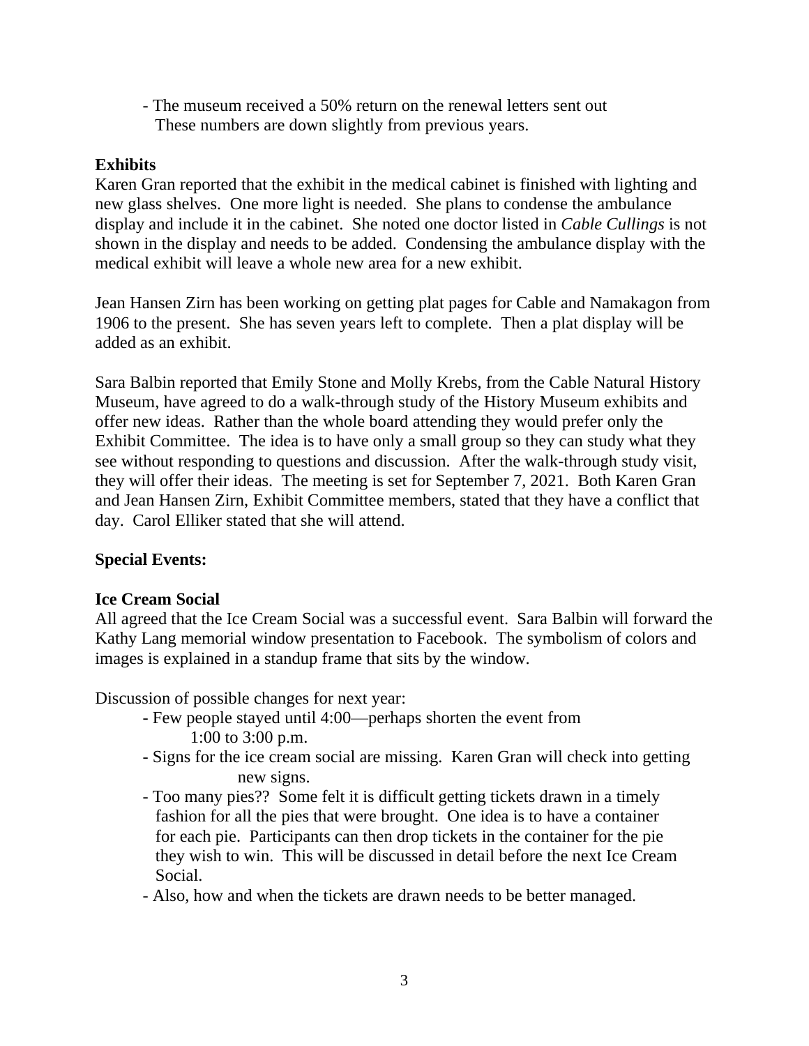- The museum received a 50% return on the renewal letters sent out
  These numbers are down slightly from previous years.

**Exhibits**

Karen Gran reported that the exhibit in the medical cabinet is finished with lighting and new glass shelves. One more light is needed. She plans to condense the ambulance display and include it in the cabinet. She noted one doctor listed in *Cable Cullings* is not shown in the display and needs to be added. Condensing the ambulance display with the medical exhibit will leave a whole new area for a new exhibit.

Jean Hansen Zirn has been working on getting plat pages for Cable and Namakagon from 1906 to the present. She has seven years left to complete. Then a plat display will be added as an exhibit.

Sara Balbin reported that Emily Stone and Molly Krebs, from the Cable Natural History Museum, have agreed to do a walk-through study of the History Museum exhibits and offer new ideas. Rather than the whole board attending they would prefer only the Exhibit Committee. The idea is to have only a small group so they can study what they see without responding to questions and discussion. After the walk-through study visit, they will offer their ideas. The meeting is set for September 7, 2021. Both Karen Gran and Jean Hansen Zirn, Exhibit Committee members, stated that they have a conflict that day. Carol Elliker stated that she will attend.

**Special Events:**

**Ice Cream Social**

All agreed that the Ice Cream Social was a successful event. Sara Balbin will forward the Kathy Lang memorial window presentation to Facebook. The symbolism of colors and images is explained in a standup frame that sits by the window.

Discussion of possible changes for next year:

- Few people stayed until 4:00—perhaps shorten the event from 1:00 to 3:00 p.m.
- Signs for the ice cream social are missing. Karen Gran will check into getting new signs.
- Too many pies?? Some felt it is difficult getting tickets drawn in a timely fashion for all the pies that were brought. One idea is to have a container for each pie. Participants can then drop tickets in the container for the pie they wish to win. This will be discussed in detail before the next Ice Cream Social.
- Also, how and when the tickets are drawn needs to be better managed.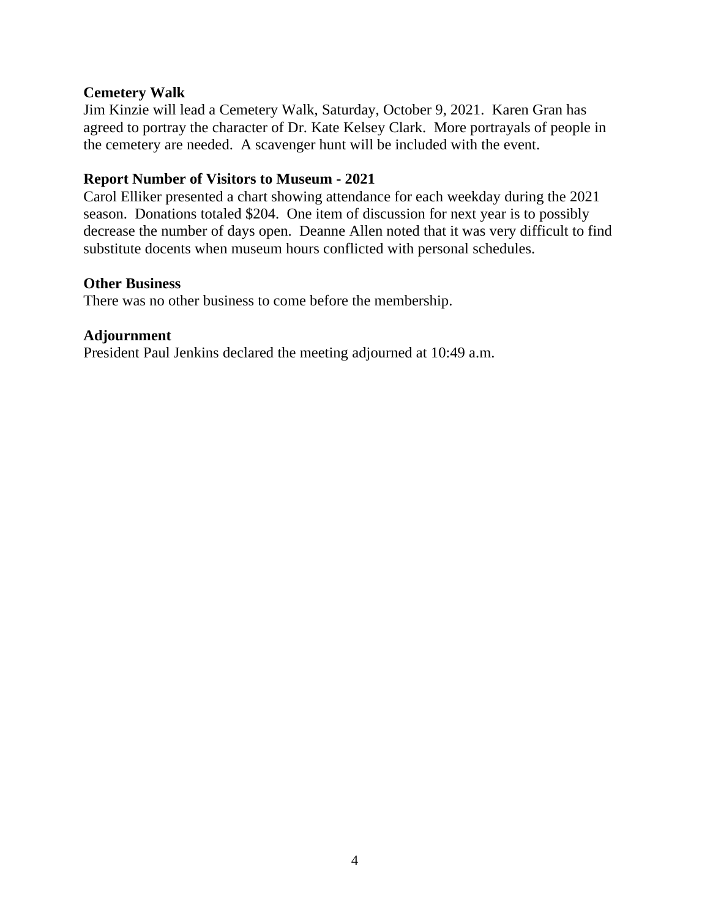**Cemetery Walk**

Jim Kinzie will lead a Cemetery Walk, Saturday, October 9, 2021. Karen Gran has agreed to portray the character of Dr. Kate Kelsey Clark. More portrayals of people in the cemetery are needed. A scavenger hunt will be included with the event.

**Report Number of Visitors to Museum - 2021**

Carol Elliker presented a chart showing attendance for each weekday during the 2021 season. Donations totaled $204. One item of discussion for next year is to possibly decrease the number of days open. Deanne Allen noted that it was very difficult to find substitute docents when museum hours conflicted with personal schedules.

**Other Business**

There was no other business to come before the membership.

**Adjournment**

President Paul Jenkins declared the meeting adjourned at 10:49 a.m.